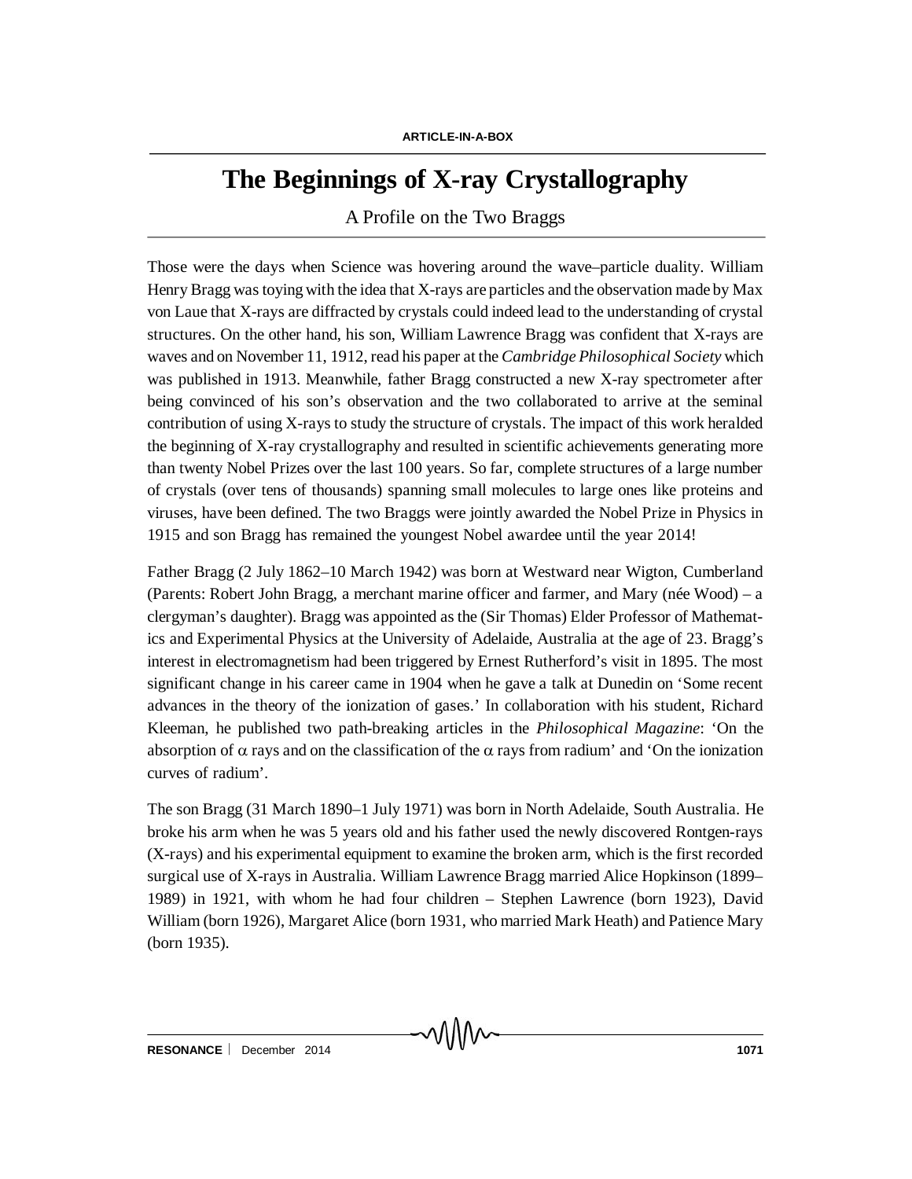ARTICLE-IN-A-BOX

# The Beginnings of X-ray Crystallography

A Profile on the Two Braggs

Those were the days when Science was hovering around the wave–particle duality. William Henry Bragg was toying with the idea that X-rays are particles and the observation made by Max von Laue that X-rays are diffracted by crystals could indeed lead to the understanding of crystal structures. On the other hand, his son, William Lawrence Bragg was confident that X-rays are waves and on November 11, 1912, read his paper at the *Cambridge Philosophical Society* which was published in 1913. Meanwhile, father Bragg constructed a new X-ray spectrometer after being convinced of his son's observation and the two collaborated to arrive at the seminal contribution of using X-rays to study the structure of crystals. The impact of this work heralded the beginning of X-ray crystallography and resulted in scientific achievements generating more than twenty Nobel Prizes over the last 100 years. So far, complete structures of a large number of crystals (over tens of thousands) spanning small molecules to large ones like proteins and viruses, have been defined. The two Braggs were jointly awarded the Nobel Prize in Physics in 1915 and son Bragg has remained the youngest Nobel awardee until the year 2014!

Father Bragg (2 July 1862–10 March 1942) was born at Westward near Wigton, Cumberland (Parents: Robert John Bragg, a merchant marine officer and farmer, and Mary (née Wood) – a clergyman's daughter). Bragg was appointed as the (Sir Thomas) Elder Professor of Mathematics and Experimental Physics at the University of Adelaide, Australia at the age of 23. Bragg's interest in electromagnetism had been triggered by Ernest Rutherford's visit in 1895. The most significant change in his career came in 1904 when he gave a talk at Dunedin on 'Some recent advances in the theory of the ionization of gases.' In collaboration with his student, Richard Kleeman, he published two path-breaking articles in the *Philosophical Magazine*: 'On the absorption of $\alpha$ rays and on the classification of the $\alpha$ rays from radium' and 'On the ionization curves of radium'.

The son Bragg (31 March 1890–1 July 1971) was born in North Adelaide, South Australia. He broke his arm when he was 5 years old and his father used the newly discovered Rontgen-rays (X-rays) and his experimental equipment to examine the broken arm, which is the first recorded surgical use of X-rays in Australia. William Lawrence Bragg married Alice Hopkinson (1899–1989) in 1921, with whom he had four children – Stephen Lawrence (born 1923), David William (born 1926), Margaret Alice (born 1931, who married Mark Heath) and Patience Mary (born 1935).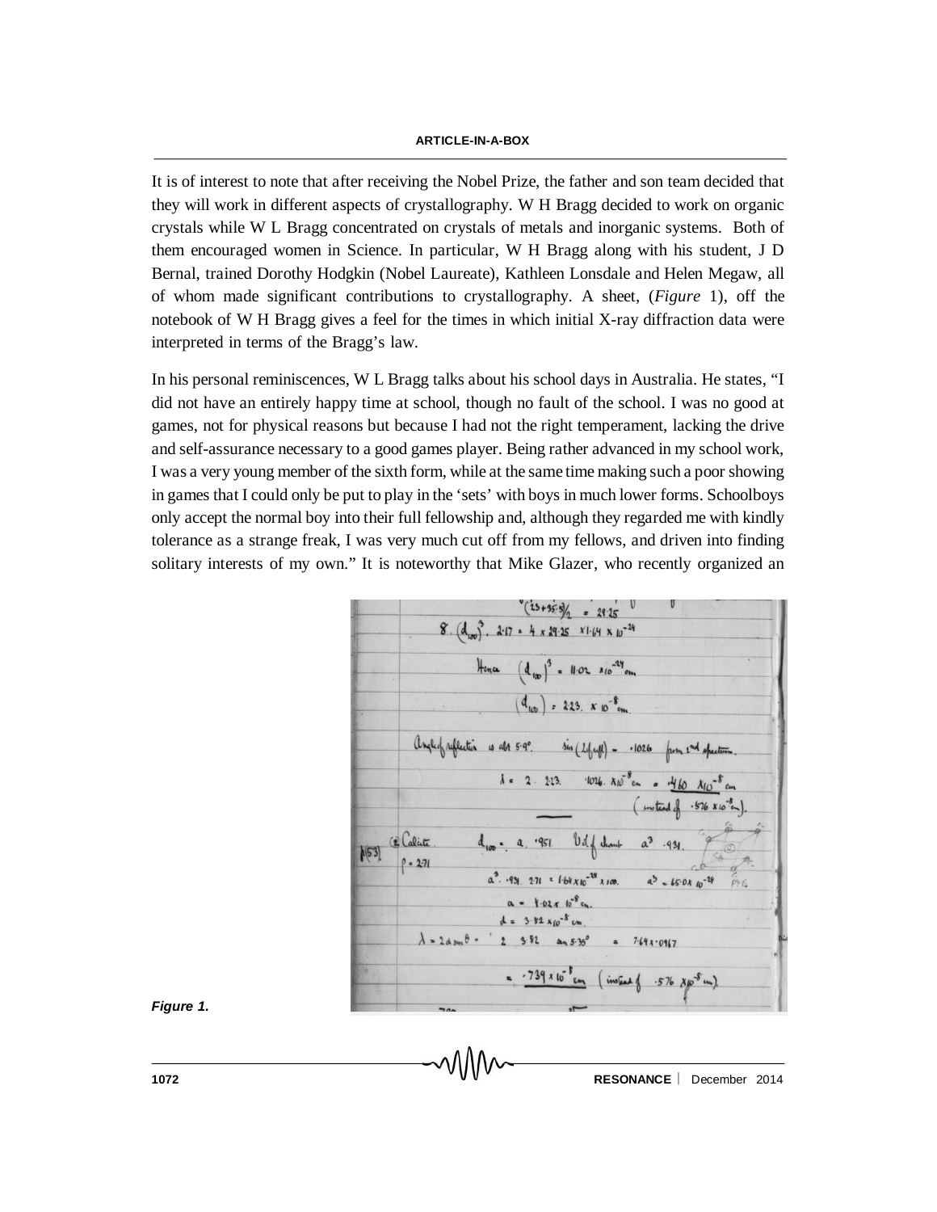It is of interest to note that after receiving the Nobel Prize, the father and son team decided that they will work in different aspects of crystallography. W H Bragg decided to work on organic crystals while W L Bragg concentrated on crystals of metals and inorganic systems. Both of them encouraged women in Science. In particular, W H Bragg along with his student, J D Bernal, trained Dorothy Hodgkin (Nobel Laureate), Kathleen Lonsdale and Helen Megaw, all of whom made significant contributions to crystallography. A sheet, (*Figure* 1), off the notebook of W H Bragg gives a feel for the times in which initial X-ray diffraction data were interpreted in terms of the Bragg's law.

In his personal reminiscences, W L Bragg talks about his school days in Australia. He states, "I did not have an entirely happy time at school, though no fault of the school. I was no good at games, not for physical reasons but because I had not the right temperament, lacking the drive and self-assurance necessary to a good games player. Being rather advanced in my school work, I was a very young member of the sixth form, while at the same time making such a poor showing in games that I could only be put to play in the 'sets' with boys in much lower forms. Schoolboys only accept the normal boy into their full fellowship and, although they regarded me with kindly tolerance as a strange freak, I was very much cut off from my fellows, and driven into finding solitary interests of my own." It is noteworthy that Mike Glazer, who recently organized an

***Figure* 1.**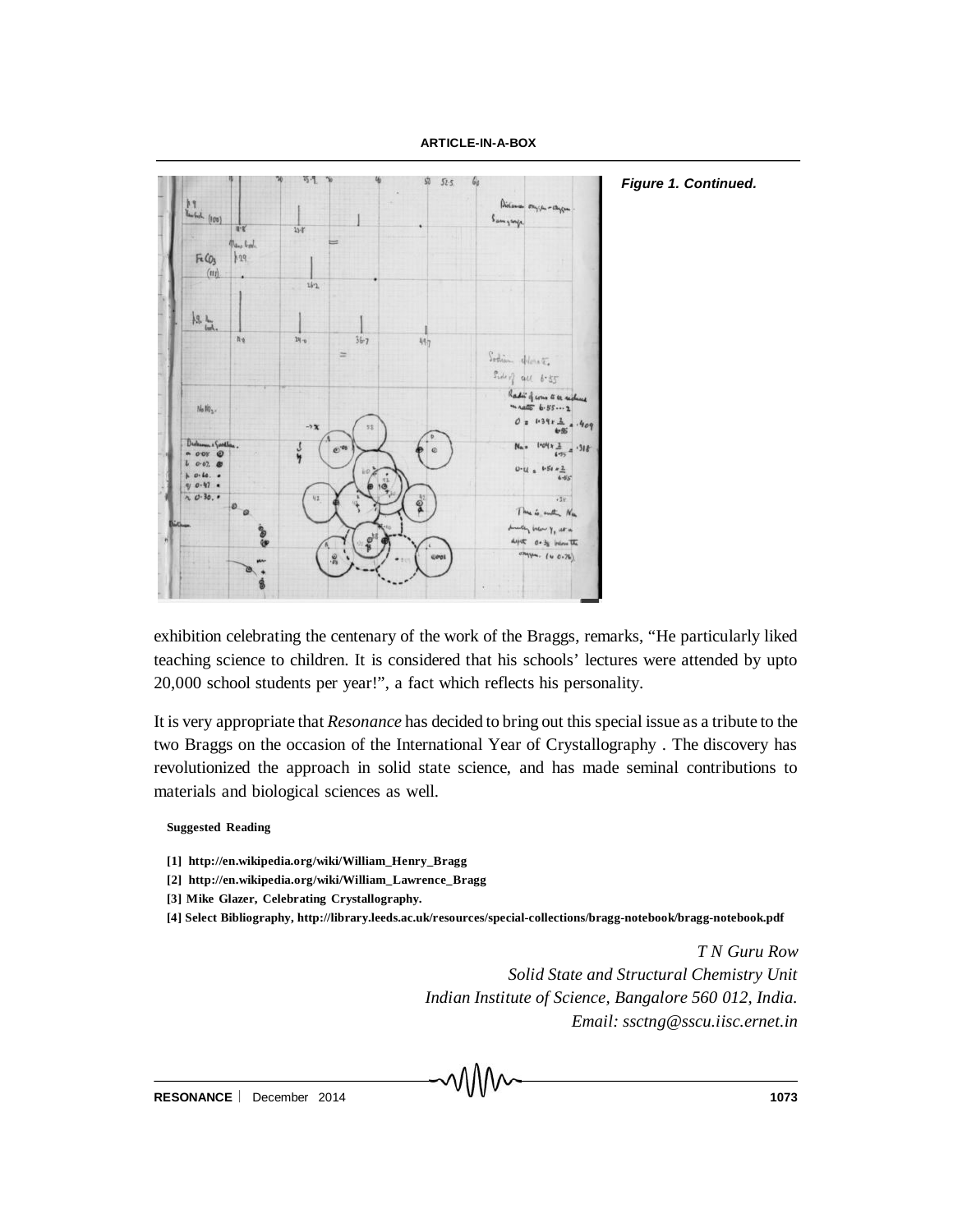Figure 1. Continued.

exhibition celebrating the centenary of the work of the Braggs, remarks, "He particularly liked teaching science to children. It is considered that his schools' lectures were attended by upto 20,000 school students per year!", a fact which reflects his personality.

It is very appropriate that *Resonance* has decided to bring out this special issue as a tribute to the two Braggs on the occasion of the International Year of Crystallography . The discovery has revolutionized the approach in solid state science, and has made seminal contributions to materials and biological sciences as well.

**Suggested Reading**

**[1] http://en.wikipedia.org/wiki/William_Henry_Bragg**

**[2] http://en.wikipedia.org/wiki/William_Lawrence_Bragg**

**[3] Mike Glazer, Celebrating Crystallography.**

**[4] Select Bibliography, http://library.leeds.ac.uk/resources/special-collections/bragg-notebook/bragg-notebook.pdf**

*T N Guru Row*
*Solid State and Structural Chemistry Unit*
*Indian Institute of Science, Bangalore 560 012, India.*
*Email: ssctng@sscu.iisc.ernet.in*